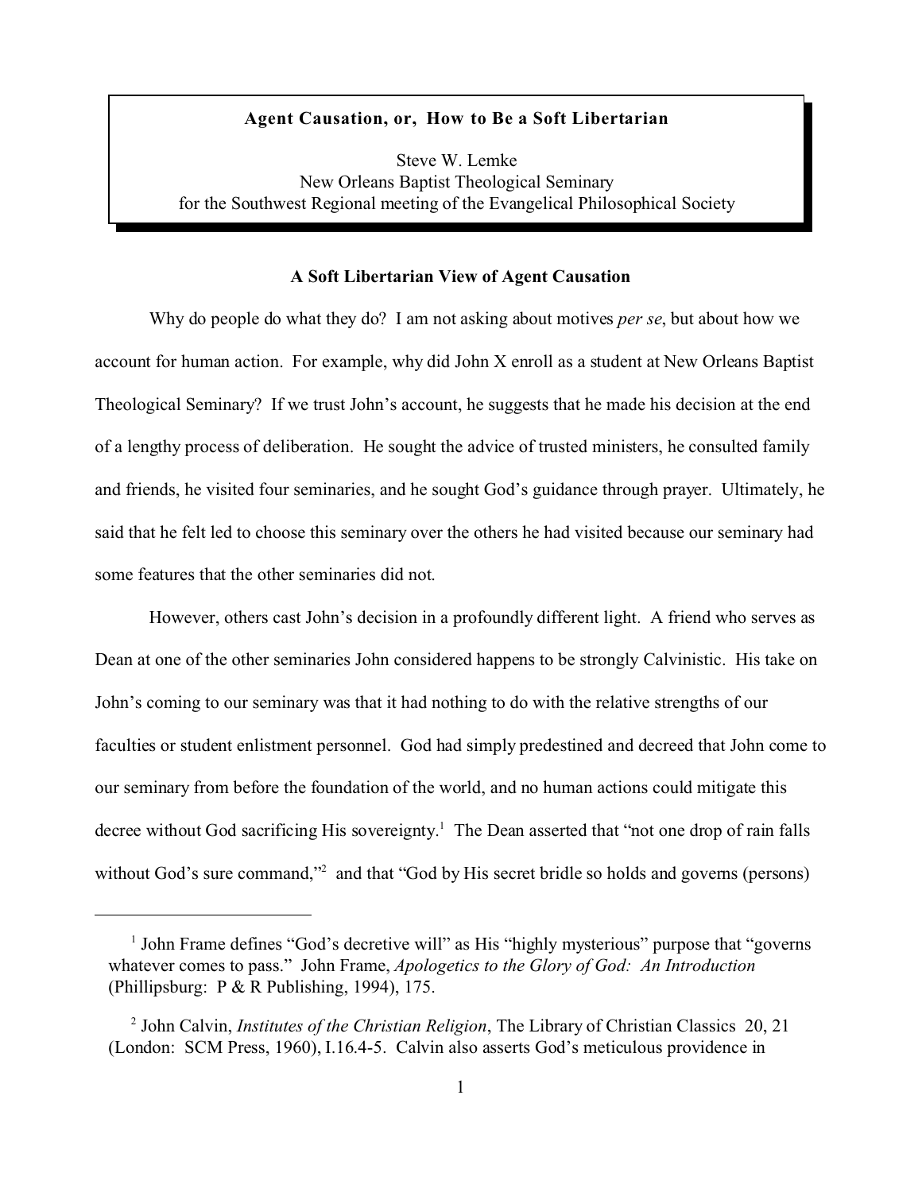**Agent Causation, or, How to Be a Soft Libertarian**

Steve W. Lemke
New Orleans Baptist Theological Seminary
for the Southwest Regional meeting of the Evangelical Philosophical Society

## A Soft Libertarian View of Agent Causation

Why do people do what they do? I am not asking about motives *per se*, but about how we account for human action. For example, why did John X enroll as a student at New Orleans Baptist Theological Seminary? If we trust John's account, he suggests that he made his decision at the end of a lengthy process of deliberation. He sought the advice of trusted ministers, he consulted family and friends, he visited four seminaries, and he sought God's guidance through prayer. Ultimately, he said that he felt led to choose this seminary over the others he had visited because our seminary had some features that the other seminaries did not.

However, others cast John's decision in a profoundly different light. A friend who serves as Dean at one of the other seminaries John considered happens to be strongly Calvinistic. His take on John's coming to our seminary was that it had nothing to do with the relative strengths of our faculties or student enlistment personnel. God had simply predestined and decreed that John come to our seminary from before the foundation of the world, and no human actions could mitigate this decree without God sacrificing His sovereignty.[1] The Dean asserted that "not one drop of rain falls without God's sure command,"[2] and that "God by His secret bridle so holds and governs (persons)

---

[1] John Frame defines "God's decretive will" as His "highly mysterious" purpose that "governs whatever comes to pass." John Frame, *Apologetics to the Glory of God: An Introduction* (Phillipsburg: P & R Publishing, 1994), 175.

[2] John Calvin, *Institutes of the Christian Religion*, The Library of Christian Classics 20, 21 (London: SCM Press, 1960), I.16.4-5. Calvin also asserts God's meticulous providence in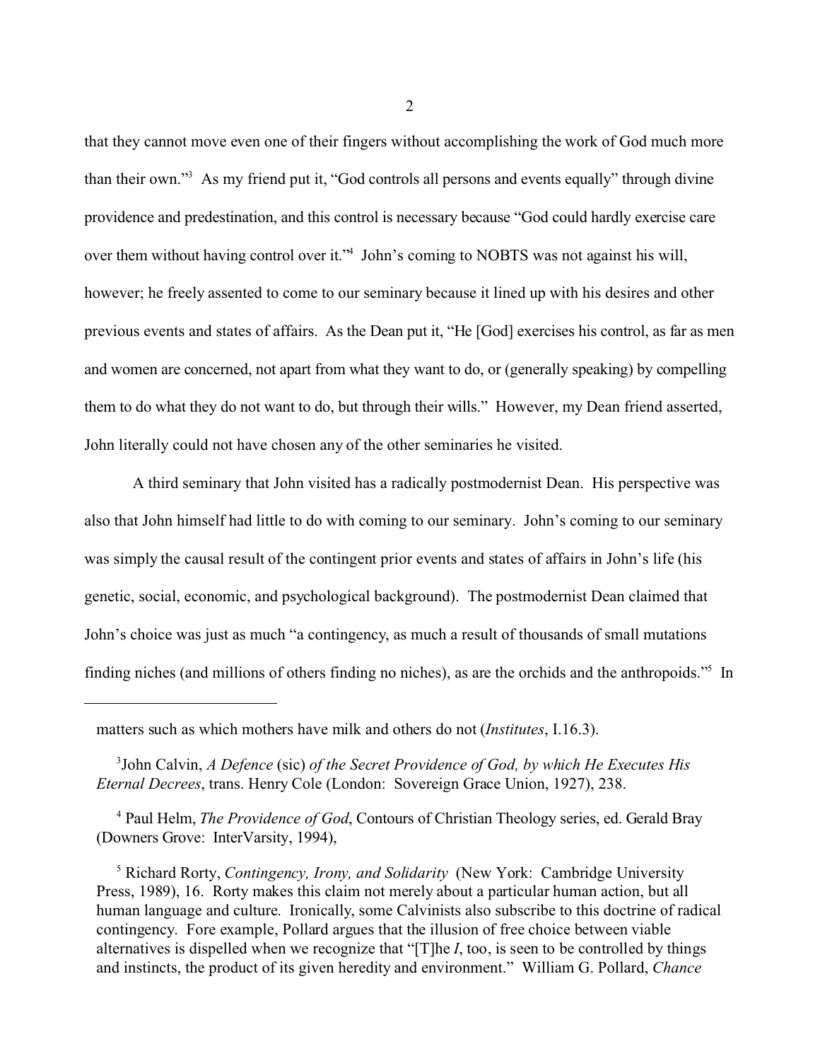that they cannot move even one of their fingers without accomplishing the work of God much more than their own."[3] As my friend put it, "God controls all persons and events equally" through divine providence and predestination, and this control is necessary because "God could hardly exercise care over them without having control over it."[4] John's coming to NOBTS was not against his will, however; he freely assented to come to our seminary because it lined up with his desires and other previous events and states of affairs. As the Dean put it, "He [God] exercises his control, as far as men and women are concerned, not apart from what they want to do, or (generally speaking) by compelling them to do what they do not want to do, but through their wills." However, my Dean friend asserted, John literally could not have chosen any of the other seminaries he visited.

A third seminary that John visited has a radically postmodernist Dean. His perspective was also that John himself had little to do with coming to our seminary. John's coming to our seminary was simply the causal result of the contingent prior events and states of affairs in John's life (his genetic, social, economic, and psychological background). The postmodernist Dean claimed that John's choice was just as much "a contingency, as much a result of thousands of small mutations finding niches (and millions of others finding no niches), as are the orchids and the anthropoids."[5] In

---

matters such as which mothers have milk and others do not (*Institutes*, I.16.3).

[3] John Calvin, *A Defence* (sic) *of the Secret Providence of God, by which He Executes His Eternal Decrees*, trans. Henry Cole (London: Sovereign Grace Union, 1927), 238.

[4] Paul Helm, *The Providence of God*, Contours of Christian Theology series, ed. Gerald Bray (Downers Grove: InterVarsity, 1994),

[5] Richard Rorty, *Contingency, Irony, and Solidarity* (New York: Cambridge University Press, 1989), 16. Rorty makes this claim not merely about a particular human action, but all human language and culture. Ironically, some Calvinists also subscribe to this doctrine of radical contingency. Fore example, Pollard argues that the illusion of free choice between viable alternatives is dispelled when we recognize that "[T]he *I*, too, is seen to be controlled by things and instincts, the product of its given heredity and environment." William G. Pollard, *Chance*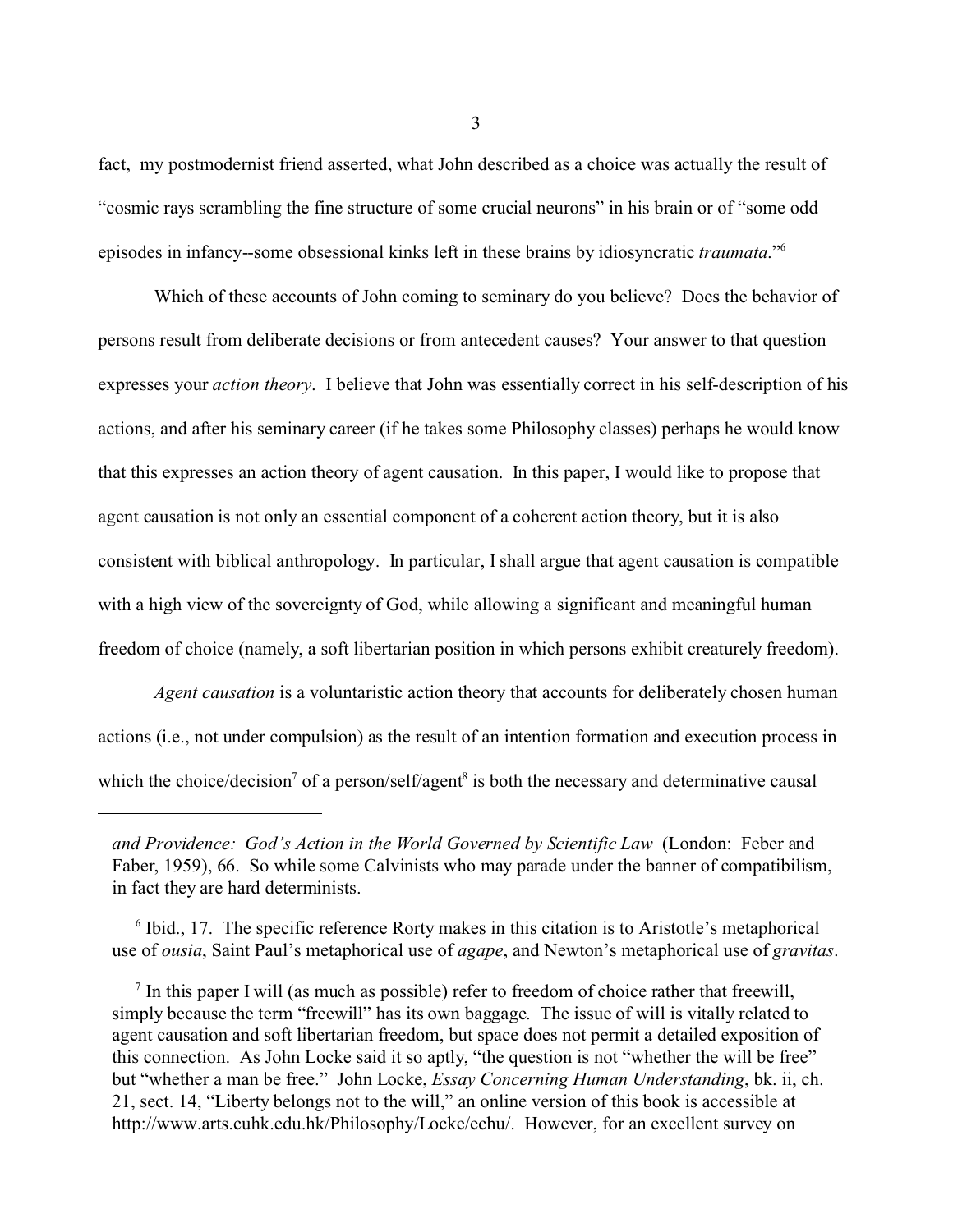fact, my postmodernist friend asserted, what John described as a choice was actually the result of "cosmic rays scrambling the fine structure of some crucial neurons" in his brain or of "some odd episodes in infancy--some obsessional kinks left in these brains by idiosyncratic *traumata*."[6]

Which of these accounts of John coming to seminary do you believe? Does the behavior of persons result from deliberate decisions or from antecedent causes? Your answer to that question expresses your *action theory*. I believe that John was essentially correct in his self-description of his actions, and after his seminary career (if he takes some Philosophy classes) perhaps he would know that this expresses an action theory of agent causation. In this paper, I would like to propose that agent causation is not only an essential component of a coherent action theory, but it is also consistent with biblical anthropology. In particular, I shall argue that agent causation is compatible with a high view of the sovereignty of God, while allowing a significant and meaningful human freedom of choice (namely, a soft libertarian position in which persons exhibit creaturely freedom).

*Agent causation* is a voluntaristic action theory that accounts for deliberately chosen human actions (i.e., not under compulsion) as the result of an intention formation and execution process in which the choice/decision[7] of a person/self/agent[8] is both the necessary and determinative causal

---

*and Providence: God's Action in the World Governed by Scientific Law* (London: Feber and Faber, 1959), 66. So while some Calvinists who may parade under the banner of compatibilism, in fact they are hard determinists.

[6] Ibid., 17. The specific reference Rorty makes in this citation is to Aristotle's metaphorical use of *ousia*, Saint Paul's metaphorical use of *agape*, and Newton's metaphorical use of *gravitas*.

[7] In this paper I will (as much as possible) refer to freedom of choice rather that freewill, simply because the term "freewill" has its own baggage. The issue of will is vitally related to agent causation and soft libertarian freedom, but space does not permit a detailed exposition of this connection. As John Locke said it so aptly, "the question is not "whether the will be free" but "whether a man be free." John Locke, *Essay Concerning Human Understanding*, bk. ii, ch. 21, sect. 14, "Liberty belongs not to the will," an online version of this book is accessible at http://www.arts.cuhk.edu.hk/Philosophy/Locke/echu/. However, for an excellent survey on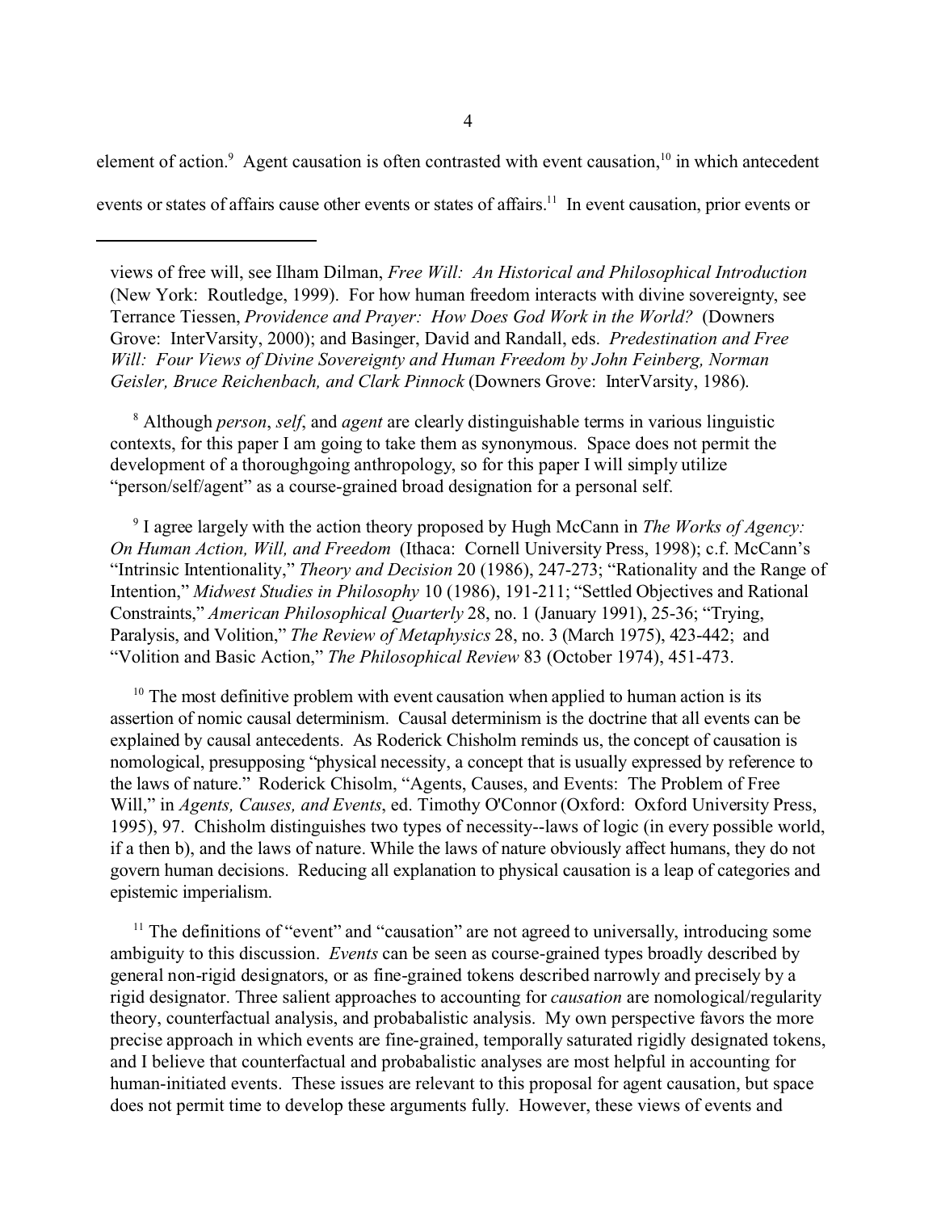element of action.[9] Agent causation is often contrasted with event causation,[10] in which antecedent events or states of affairs cause other events or states of affairs.[11] In event causation, prior events or

---

views of free will, see Ilham Dilman, *Free Will: An Historical and Philosophical Introduction* (New York: Routledge, 1999). For how human freedom interacts with divine sovereignty, see Terrance Tiessen, *Providence and Prayer: How Does God Work in the World?* (Downers Grove: InterVarsity, 2000); and Basinger, David and Randall, eds. *Predestination and Free Will: Four Views of Divine Sovereignty and Human Freedom by John Feinberg, Norman Geisler, Bruce Reichenbach, and Clark Pinnock* (Downers Grove: InterVarsity, 1986).

[8] Although *person*, *self*, and *agent* are clearly distinguishable terms in various linguistic contexts, for this paper I am going to take them as synonymous. Space does not permit the development of a thoroughgoing anthropology, so for this paper I will simply utilize "person/self/agent" as a course-grained broad designation for a personal self.

[9] I agree largely with the action theory proposed by Hugh McCann in *The Works of Agency: On Human Action, Will, and Freedom* (Ithaca: Cornell University Press, 1998); c.f. McCann's "Intrinsic Intentionality," *Theory and Decision* 20 (1986), 247-273; "Rationality and the Range of Intention," *Midwest Studies in Philosophy* 10 (1986), 191-211; "Settled Objectives and Rational Constraints," *American Philosophical Quarterly* 28, no. 1 (January 1991), 25-36; "Trying, Paralysis, and Volition," *The Review of Metaphysics* 28, no. 3 (March 1975), 423-442; and "Volition and Basic Action," *The Philosophical Review* 83 (October 1974), 451-473.

[10] The most definitive problem with event causation when applied to human action is its assertion of nomic causal determinism. Causal determinism is the doctrine that all events can be explained by causal antecedents. As Roderick Chisholm reminds us, the concept of causation is nomological, presupposing "physical necessity, a concept that is usually expressed by reference to the laws of nature." Roderick Chisolm, "Agents, Causes, and Events: The Problem of Free Will," in *Agents, Causes, and Events*, ed. Timothy O'Connor (Oxford: Oxford University Press, 1995), 97. Chisholm distinguishes two types of necessity--laws of logic (in every possible world, if a then b), and the laws of nature. While the laws of nature obviously affect humans, they do not govern human decisions. Reducing all explanation to physical causation is a leap of categories and epistemic imperialism.

[11] The definitions of "event" and "causation" are not agreed to universally, introducing some ambiguity to this discussion. *Events* can be seen as course-grained types broadly described by general non-rigid designators, or as fine-grained tokens described narrowly and precisely by a rigid designator. Three salient approaches to accounting for *causation* are nomological/regularity theory, counterfactual analysis, and probabalistic analysis. My own perspective favors the more precise approach in which events are fine-grained, temporally saturated rigidly designated tokens, and I believe that counterfactual and probabalistic analyses are most helpful in accounting for human-initiated events. These issues are relevant to this proposal for agent causation, but space does not permit time to develop these arguments fully. However, these views of events and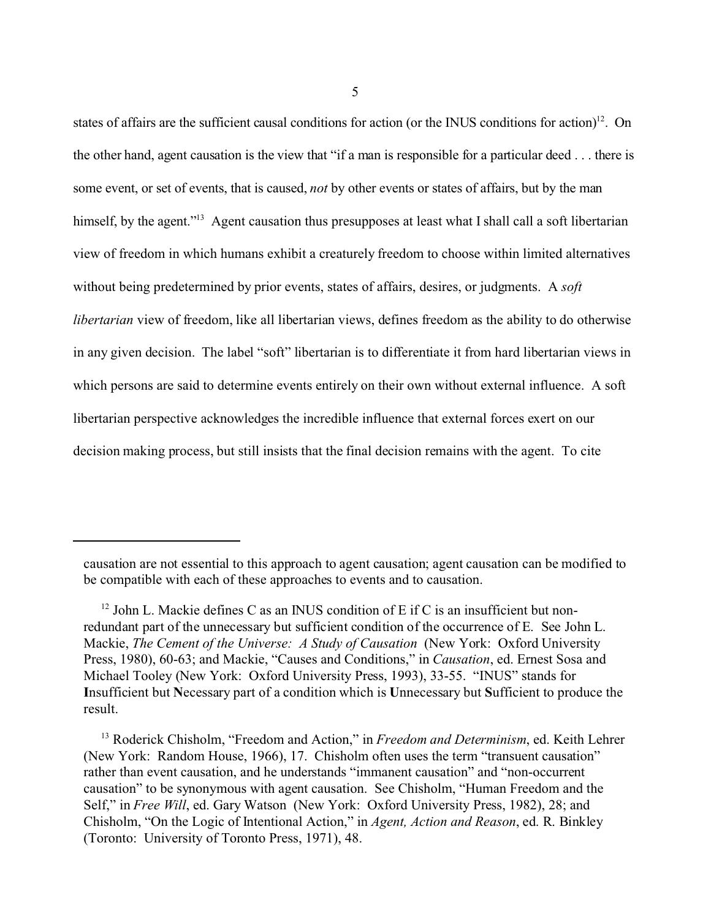states of affairs are the sufficient causal conditions for action (or the INUS conditions for action)[12]. On the other hand, agent causation is the view that "if a man is responsible for a particular deed . . . there is some event, or set of events, that is caused, *not* by other events or states of affairs, but by the man himself, by the agent."[13] Agent causation thus presupposes at least what I shall call a soft libertarian view of freedom in which humans exhibit a creaturely freedom to choose within limited alternatives without being predetermined by prior events, states of affairs, desires, or judgments. A *soft libertarian* view of freedom, like all libertarian views, defines freedom as the ability to do otherwise in any given decision. The label "soft" libertarian is to differentiate it from hard libertarian views in which persons are said to determine events entirely on their own without external influence. A soft libertarian perspective acknowledges the incredible influence that external forces exert on our decision making process, but still insists that the final decision remains with the agent. To cite

---

causation are not essential to this approach to agent causation; agent causation can be modified to be compatible with each of these approaches to events and to causation.

[12] John L. Mackie defines C as an INUS condition of E if C is an insufficient but non-redundant part of the unnecessary but sufficient condition of the occurrence of E. See John L. Mackie, *The Cement of the Universe: A Study of Causation* (New York: Oxford University Press, 1980), 60-63; and Mackie, "Causes and Conditions," in *Causation*, ed. Ernest Sosa and Michael Tooley (New York: Oxford University Press, 1993), 33-55. "INUS" stands for **I**nsufficient but **N**ecessary part of a condition which is **U**nnecessary but **S**ufficient to produce the result.

[13] Roderick Chisholm, "Freedom and Action," in *Freedom and Determinism*, ed. Keith Lehrer (New York: Random House, 1966), 17. Chisholm often uses the term "transuent causation" rather than event causation, and he understands "immanent causation" and "non-occurrent causation" to be synonymous with agent causation. See Chisholm, "Human Freedom and the Self," in *Free Will*, ed. Gary Watson (New York: Oxford University Press, 1982), 28; and Chisholm, "On the Logic of Intentional Action," in *Agent, Action and Reason*, ed. R. Binkley (Toronto: University of Toronto Press, 1971), 48.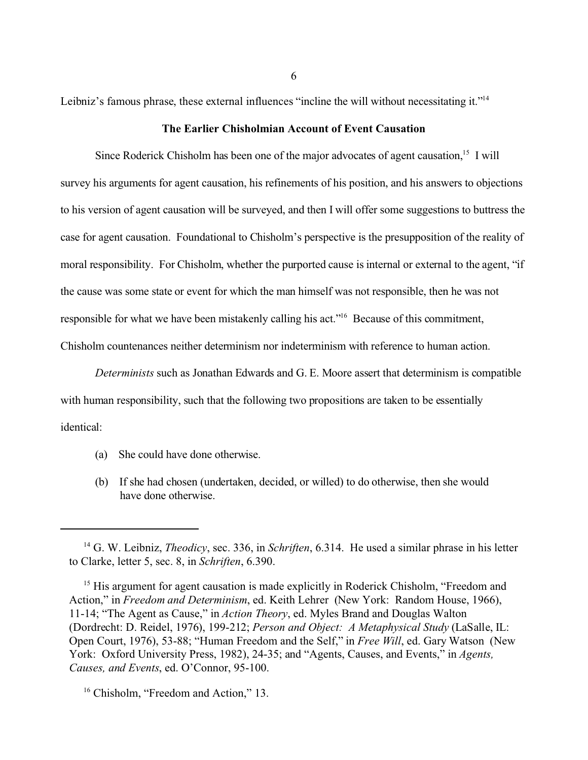Leibniz's famous phrase, these external influences "incline the will without necessitating it."[14]

## The Earlier Chisholmian Account of Event Causation

Since Roderick Chisholm has been one of the major advocates of agent causation,[15] I will survey his arguments for agent causation, his refinements of his position, and his answers to objections to his version of agent causation will be surveyed, and then I will offer some suggestions to buttress the case for agent causation. Foundational to Chisholm's perspective is the presupposition of the reality of moral responsibility. For Chisholm, whether the purported cause is internal or external to the agent, "if the cause was some state or event for which the man himself was not responsible, then he was not responsible for what we have been mistakenly calling his act."[16] Because of this commitment, Chisholm countenances neither determinism nor indeterminism with reference to human action.

*Determinists* such as Jonathan Edwards and G. E. Moore assert that determinism is compatible with human responsibility, such that the following two propositions are taken to be essentially identical:

(a) She could have done otherwise.

(b) If she had chosen (undertaken, decided, or willed) to do otherwise, then she would have done otherwise.

---

[14] G. W. Leibniz, *Theodicy*, sec. 336, in *Schriften*, 6.314. He used a similar phrase in his letter to Clarke, letter 5, sec. 8, in *Schriften*, 6.390.

[15] His argument for agent causation is made explicitly in Roderick Chisholm, "Freedom and Action," in *Freedom and Determinism*, ed. Keith Lehrer (New York: Random House, 1966), 11-14; "The Agent as Cause," in *Action Theory*, ed. Myles Brand and Douglas Walton (Dordrecht: D. Reidel, 1976), 199-212; *Person and Object: A Metaphysical Study* (LaSalle, IL: Open Court, 1976), 53-88; "Human Freedom and the Self," in *Free Will*, ed. Gary Watson (New York: Oxford University Press, 1982), 24-35; and "Agents, Causes, and Events," in *Agents, Causes, and Events*, ed. O'Connor, 95-100.

[16] Chisholm, "Freedom and Action," 13.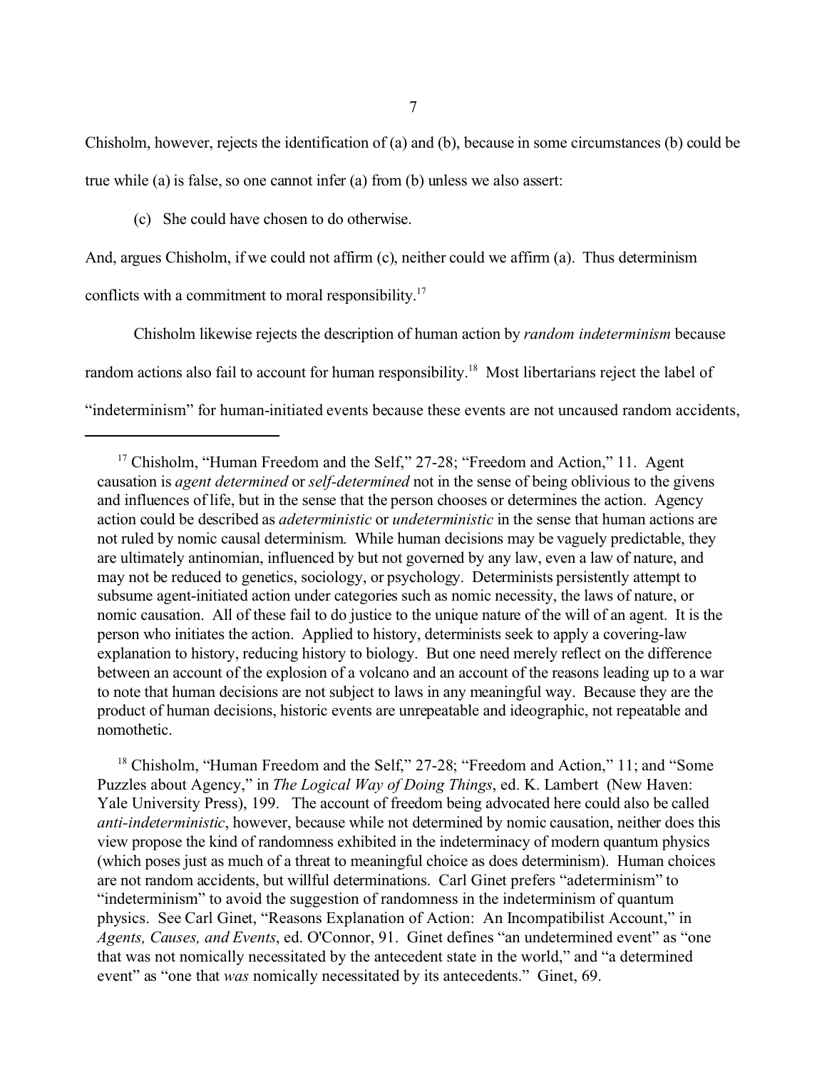Chisholm, however, rejects the identification of (a) and (b), because in some circumstances (b) could be true while (a) is false, so one cannot infer (a) from (b) unless we also assert:

(c) She could have chosen to do otherwise.

And, argues Chisholm, if we could not affirm (c), neither could we affirm (a). Thus determinism conflicts with a commitment to moral responsibility.[17]

Chisholm likewise rejects the description of human action by *random indeterminism* because random actions also fail to account for human responsibility.[18] Most libertarians reject the label of "indeterminism" for human-initiated events because these events are not uncaused random accidents,

---

[17] Chisholm, "Human Freedom and the Self," 27-28; "Freedom and Action," 11. Agent causation is *agent determined* or *self-determined* not in the sense of being oblivious to the givens and influences of life, but in the sense that the person chooses or determines the action. Agency action could be described as *adeterministic* or *undeterministic* in the sense that human actions are not ruled by nomic causal determinism. While human decisions may be vaguely predictable, they are ultimately antinomian, influenced by but not governed by any law, even a law of nature, and may not be reduced to genetics, sociology, or psychology. Determinists persistently attempt to subsume agent-initiated action under categories such as nomic necessity, the laws of nature, or nomic causation. All of these fail to do justice to the unique nature of the will of an agent. It is the person who initiates the action. Applied to history, determinists seek to apply a covering-law explanation to history, reducing history to biology. But one need merely reflect on the difference between an account of the explosion of a volcano and an account of the reasons leading up to a war to note that human decisions are not subject to laws in any meaningful way. Because they are the product of human decisions, historic events are unrepeatable and ideographic, not repeatable and nomothetic.

[18] Chisholm, "Human Freedom and the Self," 27-28; "Freedom and Action," 11; and "Some Puzzles about Agency," in *The Logical Way of Doing Things*, ed. K. Lambert (New Haven: Yale University Press), 199. The account of freedom being advocated here could also be called *anti-indeterministic*, however, because while not determined by nomic causation, neither does this view propose the kind of randomness exhibited in the indeterminacy of modern quantum physics (which poses just as much of a threat to meaningful choice as does determinism). Human choices are not random accidents, but willful determinations. Carl Ginet prefers "adeterminism" to "indeterminism" to avoid the suggestion of randomness in the indeterminism of quantum physics. See Carl Ginet, "Reasons Explanation of Action: An Incompatibilist Account," in *Agents, Causes, and Events*, ed. O'Connor, 91. Ginet defines "an undetermined event" as "one that was not nomically necessitated by the antecedent state in the world," and "a determined event" as "one that *was* nomically necessitated by its antecedents." Ginet, 69.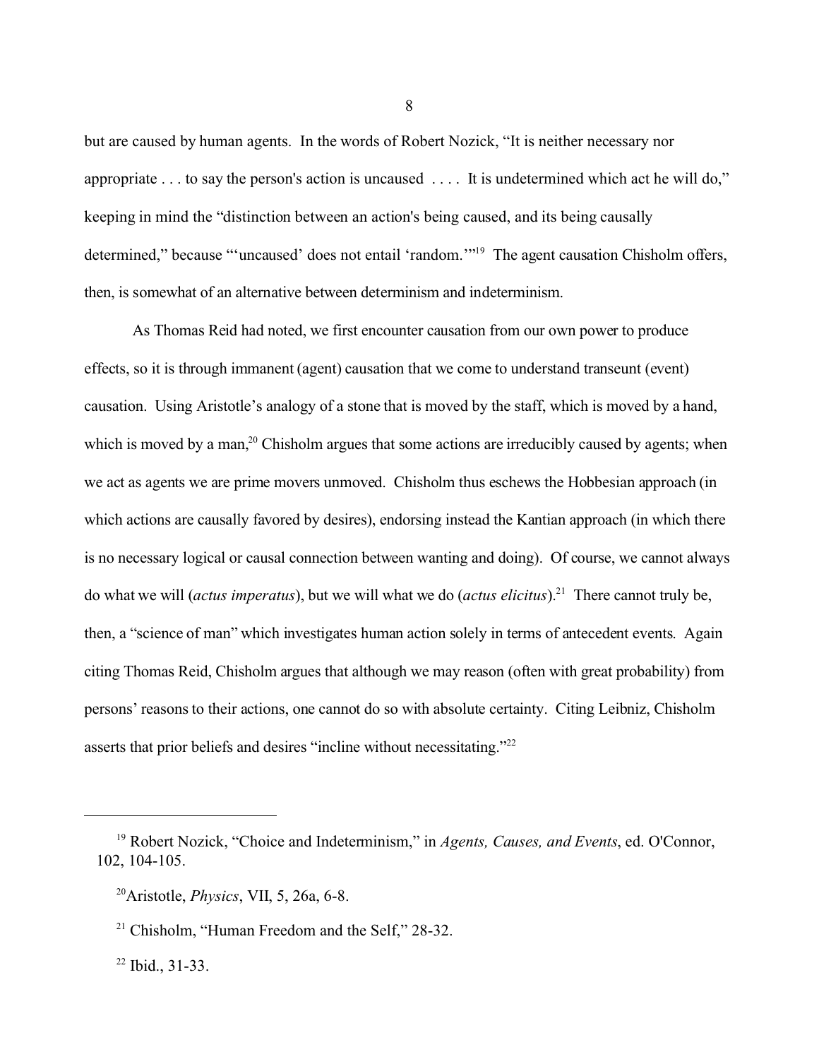but are caused by human agents. In the words of Robert Nozick, "It is neither necessary nor appropriate . . . to say the person's action is uncaused . . . . It is undetermined which act he will do," keeping in mind the "distinction between an action's being caused, and its being causally determined," because "'uncaused' does not entail 'random.'"[19] The agent causation Chisholm offers, then, is somewhat of an alternative between determinism and indeterminism.

As Thomas Reid had noted, we first encounter causation from our own power to produce effects, so it is through immanent (agent) causation that we come to understand transeunt (event) causation. Using Aristotle's analogy of a stone that is moved by the staff, which is moved by a hand, which is moved by a man,[20] Chisholm argues that some actions are irreducibly caused by agents; when we act as agents we are prime movers unmoved. Chisholm thus eschews the Hobbesian approach (in which actions are causally favored by desires), endorsing instead the Kantian approach (in which there is no necessary logical or causal connection between wanting and doing). Of course, we cannot always do what we will (*actus imperatus*), but we will what we do (*actus elicitus*).[21] There cannot truly be, then, a "science of man" which investigates human action solely in terms of antecedent events. Again citing Thomas Reid, Chisholm argues that although we may reason (often with great probability) from persons' reasons to their actions, one cannot do so with absolute certainty. Citing Leibniz, Chisholm asserts that prior beliefs and desires "incline without necessitating."[22]

---

[19] Robert Nozick, "Choice and Indeterminism," in *Agents, Causes, and Events*, ed. O'Connor, 102, 104-105.

[20] Aristotle, *Physics*, VII, 5, 26a, 6-8.

[21] Chisholm, "Human Freedom and the Self," 28-32.

[22] Ibid., 31-33.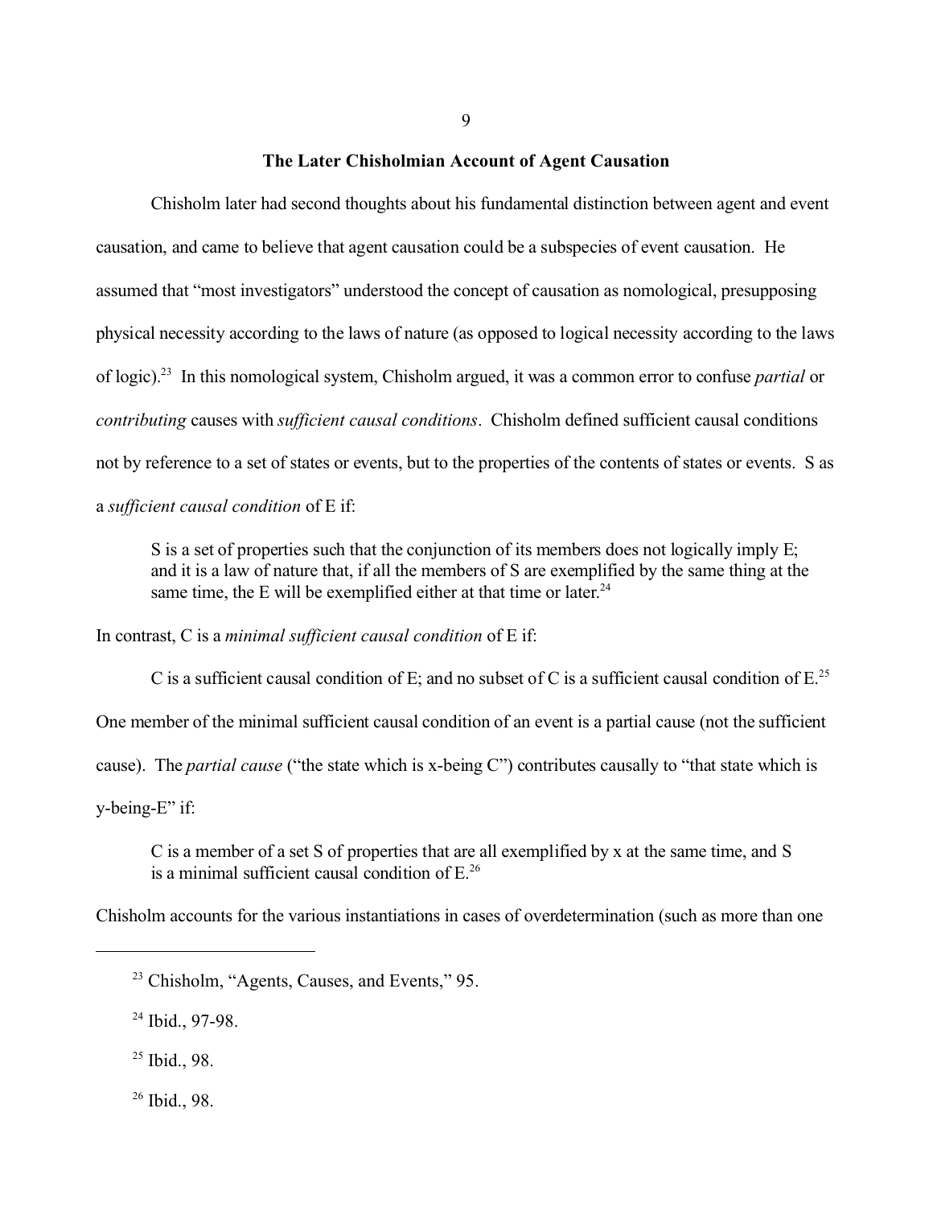## The Later Chisholmian Account of Agent Causation

Chisholm later had second thoughts about his fundamental distinction between agent and event causation, and came to believe that agent causation could be a subspecies of event causation. He assumed that "most investigators" understood the concept of causation as nomological, presupposing physical necessity according to the laws of nature (as opposed to logical necessity according to the laws of logic).[23] In this nomological system, Chisholm argued, it was a common error to confuse *partial* or *contributing* causes with *sufficient causal conditions*. Chisholm defined sufficient causal conditions not by reference to a set of states or events, but to the properties of the contents of states or events. S as a *sufficient causal condition* of E if:

> S is a set of properties such that the conjunction of its members does not logically imply E; and it is a law of nature that, if all the members of S are exemplified by the same thing at the same time, the E will be exemplified either at that time or later.[24]

In contrast, C is a *minimal sufficient causal condition* of E if:

> C is a sufficient causal condition of E; and no subset of C is a sufficient causal condition of E.[25]

One member of the minimal sufficient causal condition of an event is a partial cause (not the sufficient cause). The *partial cause* ("the state which is x-being C") contributes causally to "that state which is y-being-E" if:

> C is a member of a set S of properties that are all exemplified by x at the same time, and S is a minimal sufficient causal condition of E.[26]

Chisholm accounts for the various instantiations in cases of overdetermination (such as more than one

---

[23] Chisholm, "Agents, Causes, and Events," 95.

[24] Ibid., 97-98.

[25] Ibid., 98.

[26] Ibid., 98.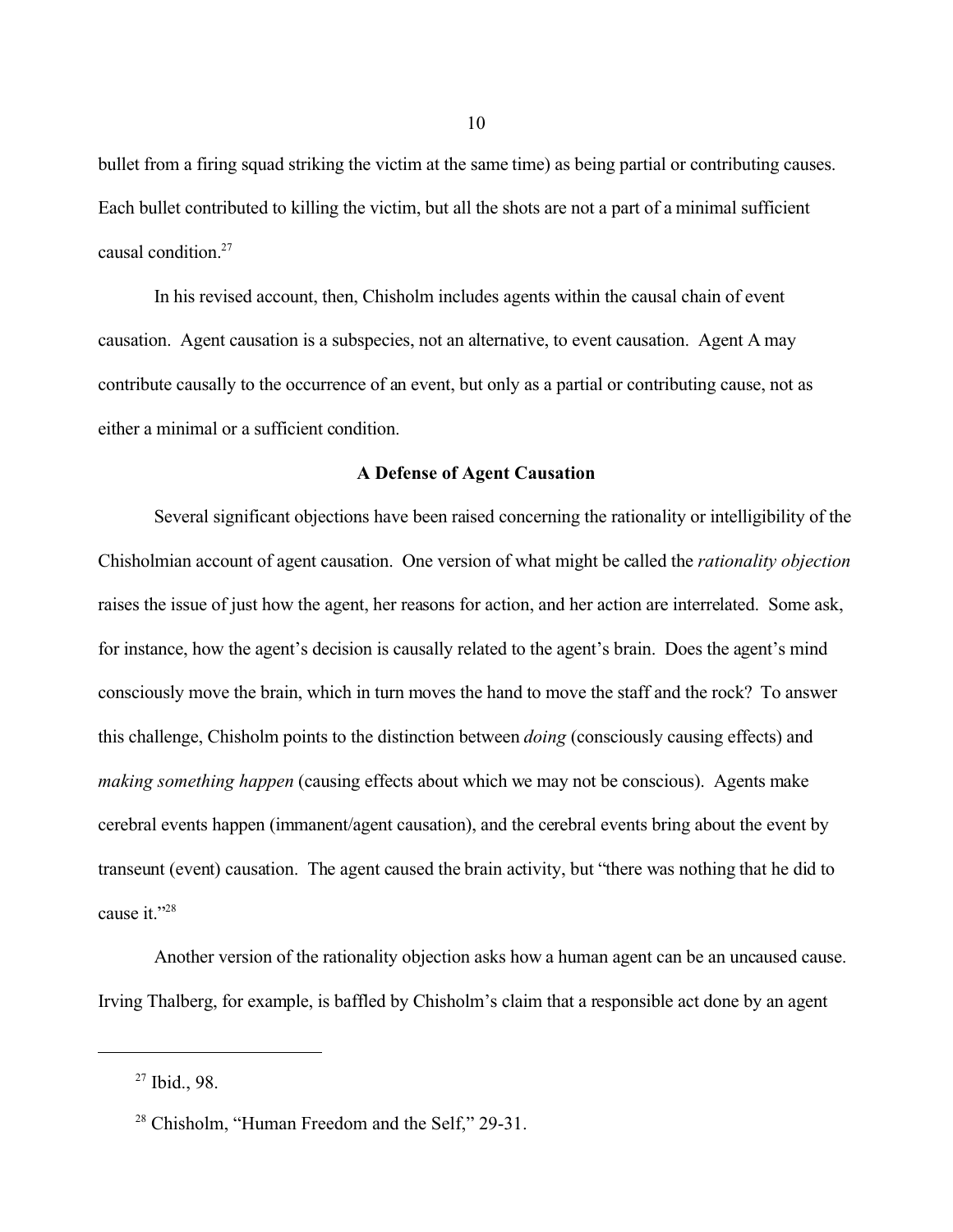bullet from a firing squad striking the victim at the same time) as being partial or contributing causes. Each bullet contributed to killing the victim, but all the shots are not a part of a minimal sufficient causal condition.[27]

In his revised account, then, Chisholm includes agents within the causal chain of event causation. Agent causation is a subspecies, not an alternative, to event causation. Agent A may contribute causally to the occurrence of an event, but only as a partial or contributing cause, not as either a minimal or a sufficient condition.

### A Defense of Agent Causation

Several significant objections have been raised concerning the rationality or intelligibility of the Chisholmian account of agent causation. One version of what might be called the *rationality objection* raises the issue of just how the agent, her reasons for action, and her action are interrelated. Some ask, for instance, how the agent's decision is causally related to the agent's brain. Does the agent's mind consciously move the brain, which in turn moves the hand to move the staff and the rock? To answer this challenge, Chisholm points to the distinction between *doing* (consciously causing effects) and *making something happen* (causing effects about which we may not be conscious). Agents make cerebral events happen (immanent/agent causation), and the cerebral events bring about the event by transeunt (event) causation. The agent caused the brain activity, but "there was nothing that he did to cause it."[28]

Another version of the rationality objection asks how a human agent can be an uncaused cause. Irving Thalberg, for example, is baffled by Chisholm's claim that a responsible act done by an agent

---

[27] Ibid., 98.

[28] Chisholm, "Human Freedom and the Self," 29-31.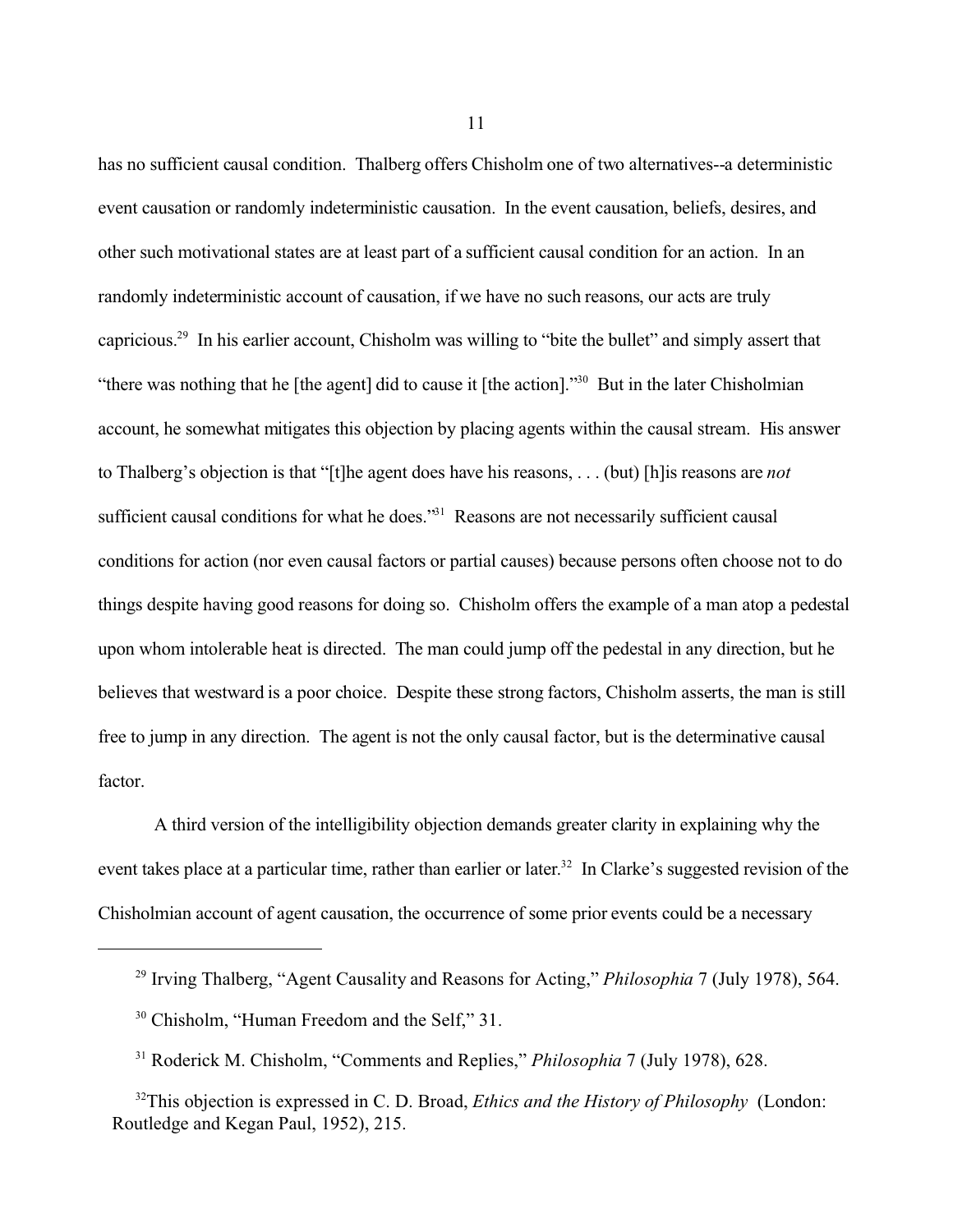has no sufficient causal condition. Thalberg offers Chisholm one of two alternatives--a deterministic event causation or randomly indeterministic causation. In the event causation, beliefs, desires, and other such motivational states are at least part of a sufficient causal condition for an action. In an randomly indeterministic account of causation, if we have no such reasons, our acts are truly capricious.[29] In his earlier account, Chisholm was willing to "bite the bullet" and simply assert that "there was nothing that he [the agent] did to cause it [the action]."[30] But in the later Chisholmian account, he somewhat mitigates this objection by placing agents within the causal stream. His answer to Thalberg's objection is that "[t]he agent does have his reasons, . . . (but) [h]is reasons are *not* sufficient causal conditions for what he does."[31] Reasons are not necessarily sufficient causal conditions for action (nor even causal factors or partial causes) because persons often choose not to do things despite having good reasons for doing so. Chisholm offers the example of a man atop a pedestal upon whom intolerable heat is directed. The man could jump off the pedestal in any direction, but he believes that westward is a poor choice. Despite these strong factors, Chisholm asserts, the man is still free to jump in any direction. The agent is not the only causal factor, but is the determinative causal factor.

A third version of the intelligibility objection demands greater clarity in explaining why the event takes place at a particular time, rather than earlier or later.[32] In Clarke's suggested revision of the Chisholmian account of agent causation, the occurrence of some prior events could be a necessary

---

[29] Irving Thalberg, "Agent Causality and Reasons for Acting," *Philosophia* 7 (July 1978), 564.

[30] Chisholm, "Human Freedom and the Self," 31.

[31] Roderick M. Chisholm, "Comments and Replies," *Philosophia* 7 (July 1978), 628.

[32] This objection is expressed in C. D. Broad, *Ethics and the History of Philosophy* (London: Routledge and Kegan Paul, 1952), 215.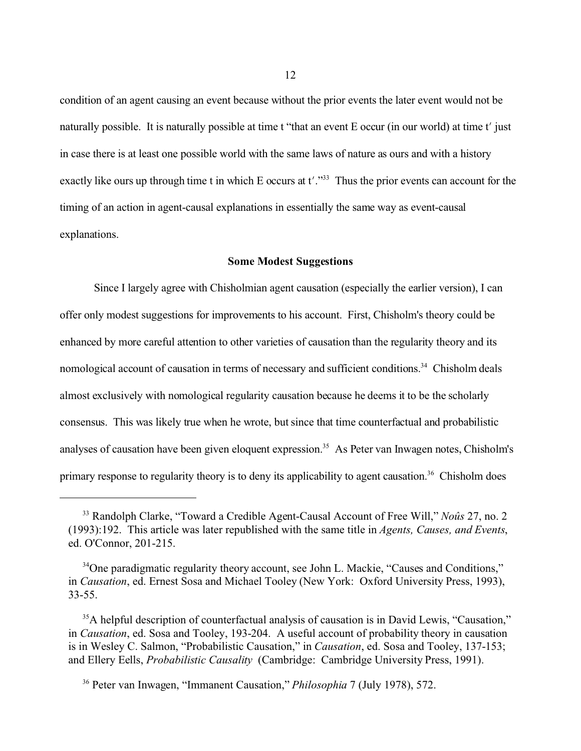condition of an agent causing an event because without the prior events the later event would not be naturally possible. It is naturally possible at time t "that an event E occur (in our world) at time t′ just in case there is at least one possible world with the same laws of nature as ours and with a history exactly like ours up through time t in which E occurs at t′."[33] Thus the prior events can account for the timing of an action in agent-causal explanations in essentially the same way as event-causal explanations.

### Some Modest Suggestions

Since I largely agree with Chisholmian agent causation (especially the earlier version), I can offer only modest suggestions for improvements to his account. First, Chisholm's theory could be enhanced by more careful attention to other varieties of causation than the regularity theory and its nomological account of causation in terms of necessary and sufficient conditions.[34] Chisholm deals almost exclusively with nomological regularity causation because he deems it to be the scholarly consensus. This was likely true when he wrote, but since that time counterfactual and probabilistic analyses of causation have been given eloquent expression.[35] As Peter van Inwagen notes, Chisholm's primary response to regularity theory is to deny its applicability to agent causation.[36] Chisholm does

---

[33] Randolph Clarke, "Toward a Credible Agent-Causal Account of Free Will," *Noûs* 27, no. 2 (1993):192. This article was later republished with the same title in *Agents, Causes, and Events*, ed. O'Connor, 201-215.

[34] One paradigmatic regularity theory account, see John L. Mackie, "Causes and Conditions," in *Causation*, ed. Ernest Sosa and Michael Tooley (New York: Oxford University Press, 1993), 33-55.

[35] A helpful description of counterfactual analysis of causation is in David Lewis, "Causation," in *Causation*, ed. Sosa and Tooley, 193-204. A useful account of probability theory in causation is in Wesley C. Salmon, "Probabilistic Causation," in *Causation*, ed. Sosa and Tooley, 137-153; and Ellery Eells, *Probabilistic Causality* (Cambridge: Cambridge University Press, 1991).

[36] Peter van Inwagen, "Immanent Causation," *Philosophia* 7 (July 1978), 572.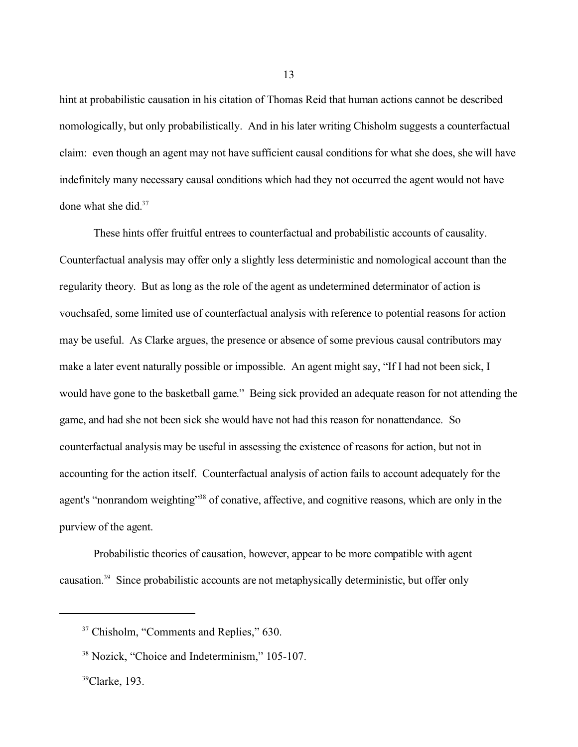hint at probabilistic causation in his citation of Thomas Reid that human actions cannot be described nomologically, but only probabilistically. And in his later writing Chisholm suggests a counterfactual claim: even though an agent may not have sufficient causal conditions for what she does, she will have indefinitely many necessary causal conditions which had they not occurred the agent would not have done what she did.[37]

These hints offer fruitful entrees to counterfactual and probabilistic accounts of causality. Counterfactual analysis may offer only a slightly less deterministic and nomological account than the regularity theory. But as long as the role of the agent as undetermined determinator of action is vouchsafed, some limited use of counterfactual analysis with reference to potential reasons for action may be useful. As Clarke argues, the presence or absence of some previous causal contributors may make a later event naturally possible or impossible. An agent might say, "If I had not been sick, I would have gone to the basketball game." Being sick provided an adequate reason for not attending the game, and had she not been sick she would have not had this reason for nonattendance. So counterfactual analysis may be useful in assessing the existence of reasons for action, but not in accounting for the action itself. Counterfactual analysis of action fails to account adequately for the agent's "nonrandom weighting"[38] of conative, affective, and cognitive reasons, which are only in the purview of the agent.

Probabilistic theories of causation, however, appear to be more compatible with agent causation.[39] Since probabilistic accounts are not metaphysically deterministic, but offer only

---

[37] Chisholm, "Comments and Replies," 630.

[38] Nozick, "Choice and Indeterminism," 105-107.

[39] Clarke, 193.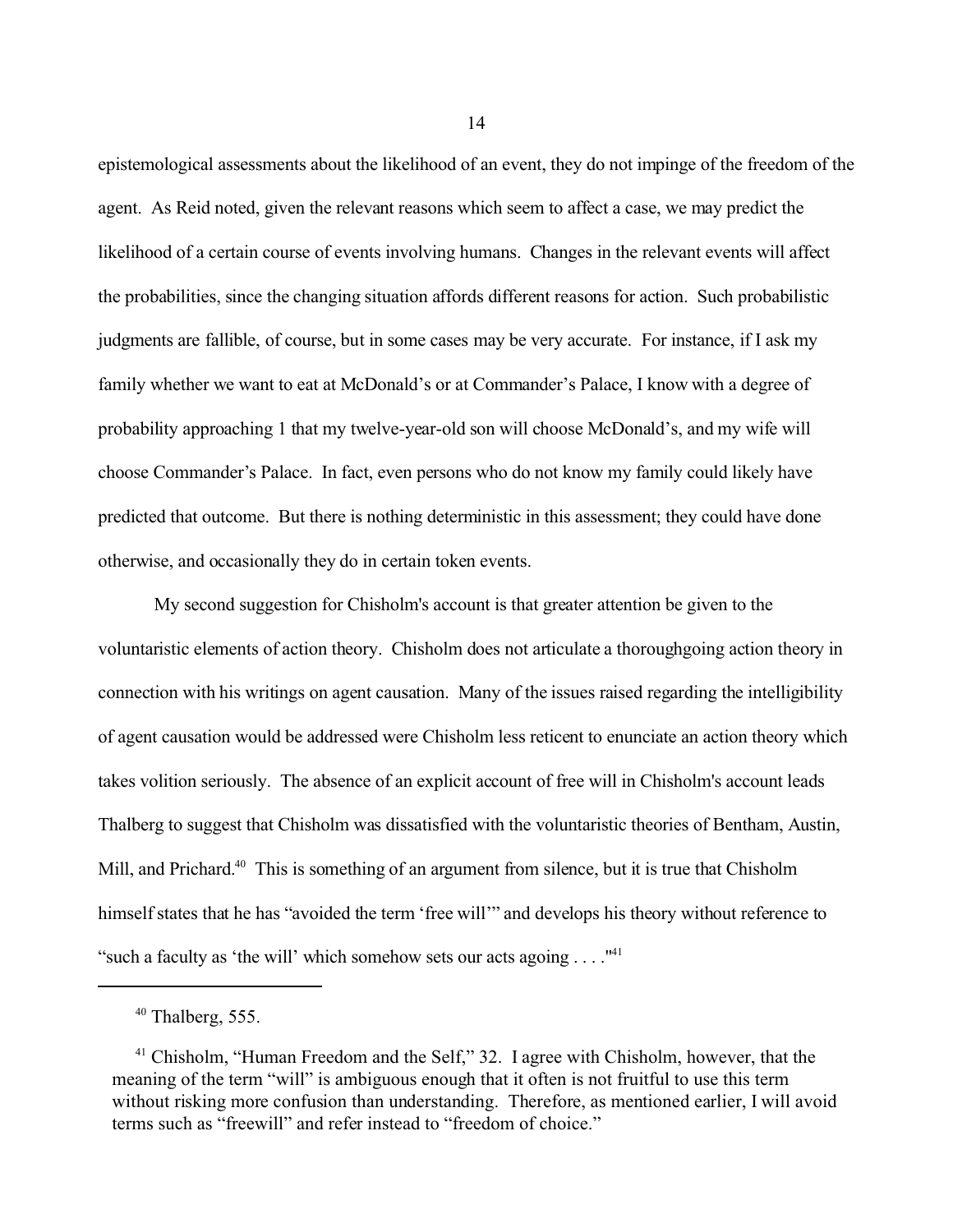epistemological assessments about the likelihood of an event, they do not impinge of the freedom of the agent. As Reid noted, given the relevant reasons which seem to affect a case, we may predict the likelihood of a certain course of events involving humans. Changes in the relevant events will affect the probabilities, since the changing situation affords different reasons for action. Such probabilistic judgments are fallible, of course, but in some cases may be very accurate. For instance, if I ask my family whether we want to eat at McDonald's or at Commander's Palace, I know with a degree of probability approaching 1 that my twelve-year-old son will choose McDonald's, and my wife will choose Commander's Palace. In fact, even persons who do not know my family could likely have predicted that outcome. But there is nothing deterministic in this assessment; they could have done otherwise, and occasionally they do in certain token events.

My second suggestion for Chisholm's account is that greater attention be given to the voluntaristic elements of action theory. Chisholm does not articulate a thoroughgoing action theory in connection with his writings on agent causation. Many of the issues raised regarding the intelligibility of agent causation would be addressed were Chisholm less reticent to enunciate an action theory which takes volition seriously. The absence of an explicit account of free will in Chisholm's account leads Thalberg to suggest that Chisholm was dissatisfied with the voluntaristic theories of Bentham, Austin, Mill, and Prichard.[40] This is something of an argument from silence, but it is true that Chisholm himself states that he has "avoided the term 'free will'" and develops his theory without reference to "such a faculty as 'the will' which somehow sets our acts agoing . . . ."[41]

---

[40] Thalberg, 555.

[41] Chisholm, "Human Freedom and the Self," 32. I agree with Chisholm, however, that the meaning of the term "will" is ambiguous enough that it often is not fruitful to use this term without risking more confusion than understanding. Therefore, as mentioned earlier, I will avoid terms such as "freewill" and refer instead to "freedom of choice."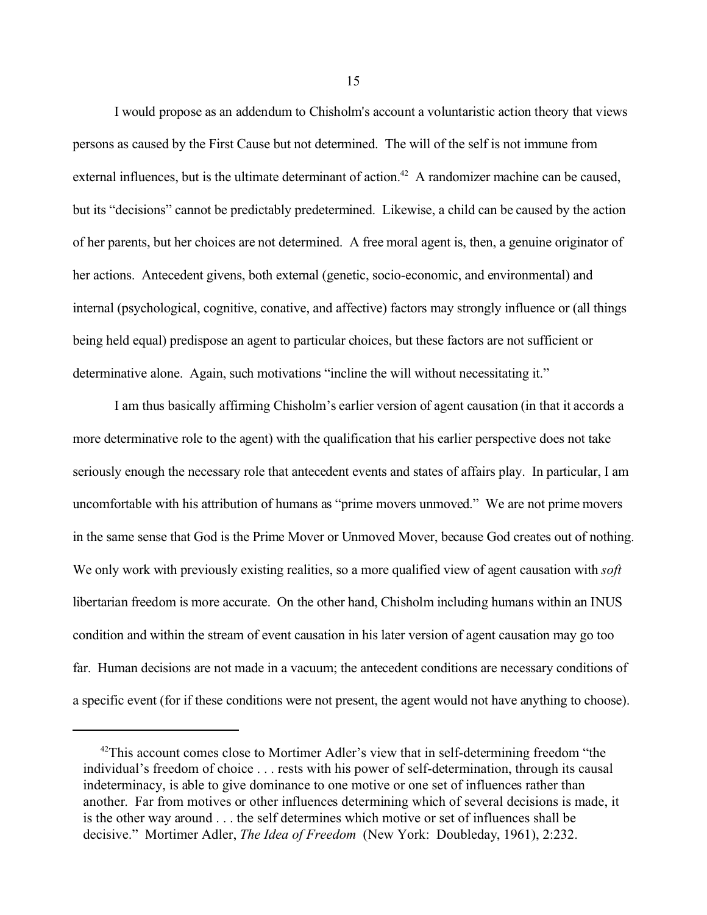I would propose as an addendum to Chisholm's account a voluntaristic action theory that views persons as caused by the First Cause but not determined. The will of the self is not immune from external influences, but is the ultimate determinant of action.[42] A randomizer machine can be caused, but its "decisions" cannot be predictably predetermined. Likewise, a child can be caused by the action of her parents, but her choices are not determined. A free moral agent is, then, a genuine originator of her actions. Antecedent givens, both external (genetic, socio-economic, and environmental) and internal (psychological, cognitive, conative, and affective) factors may strongly influence or (all things being held equal) predispose an agent to particular choices, but these factors are not sufficient or determinative alone. Again, such motivations "incline the will without necessitating it."

I am thus basically affirming Chisholm's earlier version of agent causation (in that it accords a more determinative role to the agent) with the qualification that his earlier perspective does not take seriously enough the necessary role that antecedent events and states of affairs play. In particular, I am uncomfortable with his attribution of humans as "prime movers unmoved." We are not prime movers in the same sense that God is the Prime Mover or Unmoved Mover, because God creates out of nothing. We only work with previously existing realities, so a more qualified view of agent causation with *soft* libertarian freedom is more accurate. On the other hand, Chisholm including humans within an INUS condition and within the stream of event causation in his later version of agent causation may go too far. Human decisions are not made in a vacuum; the antecedent conditions are necessary conditions of a specific event (for if these conditions were not present, the agent would not have anything to choose).

---

[42] This account comes close to Mortimer Adler's view that in self-determining freedom "the individual's freedom of choice . . . rests with his power of self-determination, through its causal indeterminacy, is able to give dominance to one motive or one set of influences rather than another. Far from motives or other influences determining which of several decisions is made, it is the other way around . . . the self determines which motive or set of influences shall be decisive." Mortimer Adler, *The Idea of Freedom* (New York: Doubleday, 1961), 2:232.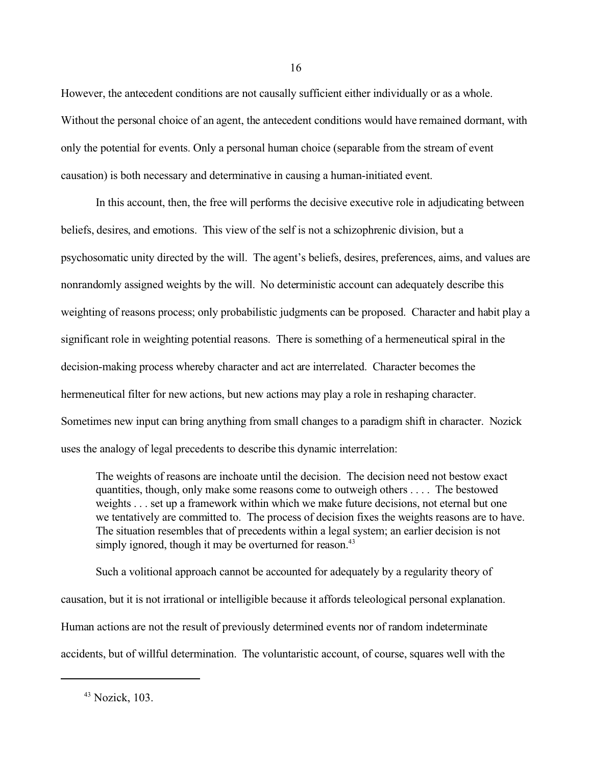However, the antecedent conditions are not causally sufficient either individually or as a whole. Without the personal choice of an agent, the antecedent conditions would have remained dormant, with only the potential for events. Only a personal human choice (separable from the stream of event causation) is both necessary and determinative in causing a human-initiated event.

In this account, then, the free will performs the decisive executive role in adjudicating between beliefs, desires, and emotions. This view of the self is not a schizophrenic division, but a psychosomatic unity directed by the will. The agent's beliefs, desires, preferences, aims, and values are nonrandomly assigned weights by the will. No deterministic account can adequately describe this weighting of reasons process; only probabilistic judgments can be proposed. Character and habit play a significant role in weighting potential reasons. There is something of a hermeneutical spiral in the decision-making process whereby character and act are interrelated. Character becomes the hermeneutical filter for new actions, but new actions may play a role in reshaping character. Sometimes new input can bring anything from small changes to a paradigm shift in character. Nozick uses the analogy of legal precedents to describe this dynamic interrelation:

> The weights of reasons are inchoate until the decision. The decision need not bestow exact quantities, though, only make some reasons come to outweigh others . . . . The bestowed weights . . . set up a framework within which we make future decisions, not eternal but one we tentatively are committed to. The process of decision fixes the weights reasons are to have. The situation resembles that of precedents within a legal system; an earlier decision is not simply ignored, though it may be overturned for reason.[43]

Such a volitional approach cannot be accounted for adequately by a regularity theory of causation, but it is not irrational or intelligible because it affords teleological personal explanation. Human actions are not the result of previously determined events nor of random indeterminate accidents, but of willful determination. The voluntaristic account, of course, squares well with the

[43] Nozick, 103.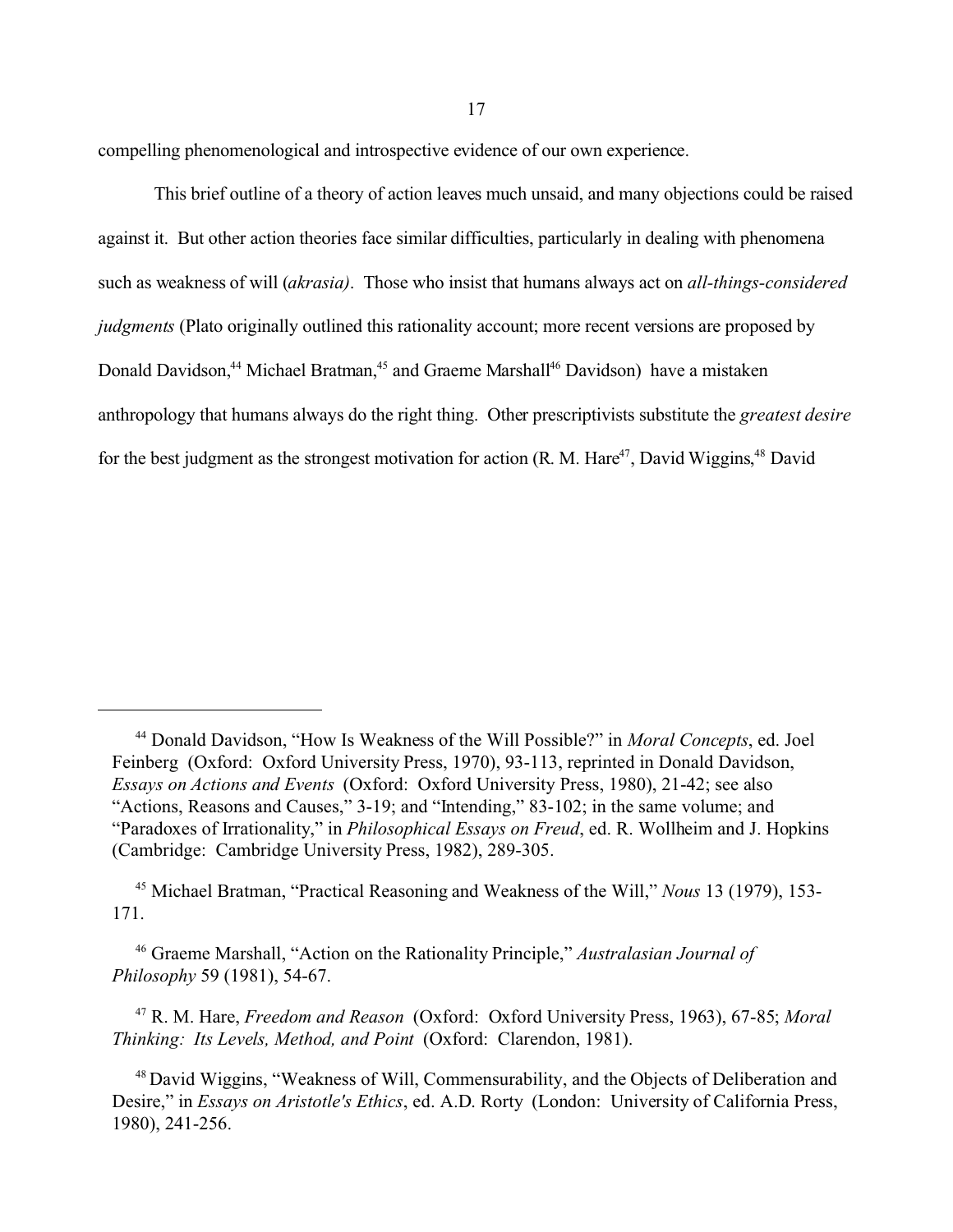compelling phenomenological and introspective evidence of our own experience.

This brief outline of a theory of action leaves much unsaid, and many objections could be raised against it. But other action theories face similar difficulties, particularly in dealing with phenomena such as weakness of will (*akrasia)*. Those who insist that humans always act on *all-things-considered judgments* (Plato originally outlined this rationality account; more recent versions are proposed by Donald Davidson,[44] Michael Bratman,[45] and Graeme Marshall[46] Davidson) have a mistaken anthropology that humans always do the right thing. Other prescriptivists substitute the *greatest desire* for the best judgment as the strongest motivation for action (R. M. Hare[47], David Wiggins,[48] David

---

[44] Donald Davidson, "How Is Weakness of the Will Possible?" in *Moral Concepts*, ed. Joel Feinberg (Oxford: Oxford University Press, 1970), 93-113, reprinted in Donald Davidson, *Essays on Actions and Events* (Oxford: Oxford University Press, 1980), 21-42; see also "Actions, Reasons and Causes," 3-19; and "Intending," 83-102; in the same volume; and "Paradoxes of Irrationality," in *Philosophical Essays on Freud*, ed. R. Wollheim and J. Hopkins (Cambridge: Cambridge University Press, 1982), 289-305.

[45] Michael Bratman, "Practical Reasoning and Weakness of the Will," *Nous* 13 (1979), 153-171.

[46] Graeme Marshall, "Action on the Rationality Principle," *Australasian Journal of Philosophy* 59 (1981), 54-67.

[47] R. M. Hare, *Freedom and Reason* (Oxford: Oxford University Press, 1963), 67-85; *Moral Thinking: Its Levels, Method, and Point* (Oxford: Clarendon, 1981).

[48] David Wiggins, "Weakness of Will, Commensurability, and the Objects of Deliberation and Desire," in *Essays on Aristotle's Ethics*, ed. A.D. Rorty (London: University of California Press, 1980), 241-256.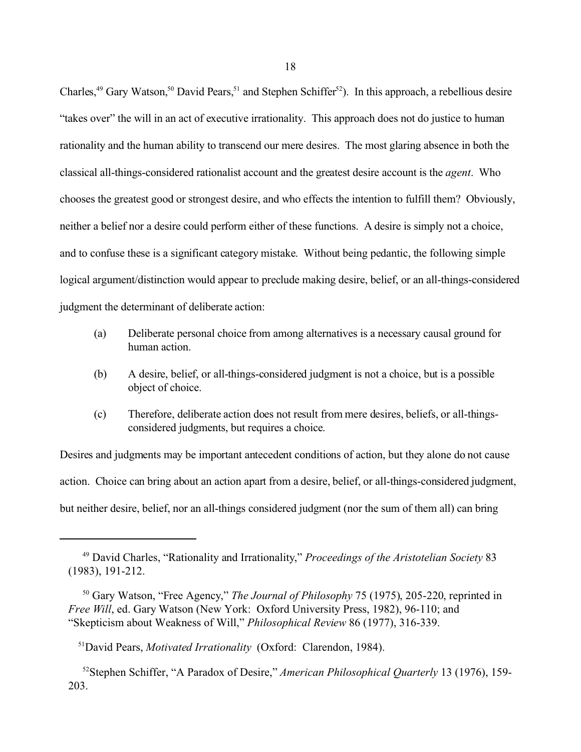Charles,[49] Gary Watson,[50] David Pears,[51] and Stephen Schiffer[52]). In this approach, a rebellious desire "takes over" the will in an act of executive irrationality. This approach does not do justice to human rationality and the human ability to transcend our mere desires. The most glaring absence in both the classical all-things-considered rationalist account and the greatest desire account is the *agent*. Who chooses the greatest good or strongest desire, and who effects the intention to fulfill them? Obviously, neither a belief nor a desire could perform either of these functions. A desire is simply not a choice, and to confuse these is a significant category mistake. Without being pedantic, the following simple logical argument/distinction would appear to preclude making desire, belief, or an all-things-considered judgment the determinant of deliberate action:

(a) Deliberate personal choice from among alternatives is a necessary causal ground for human action.

(b) A desire, belief, or all-things-considered judgment is not a choice, but is a possible object of choice.

(c) Therefore, deliberate action does not result from mere desires, beliefs, or all-things-considered judgments, but requires a choice.

Desires and judgments may be important antecedent conditions of action, but they alone do not cause action. Choice can bring about an action apart from a desire, belief, or all-things-considered judgment, but neither desire, belief, nor an all-things considered judgment (nor the sum of them all) can bring

---

[49] David Charles, "Rationality and Irrationality," *Proceedings of the Aristotelian Society* 83 (1983), 191-212.

[50] Gary Watson, "Free Agency," *The Journal of Philosophy* 75 (1975), 205-220, reprinted in *Free Will*, ed. Gary Watson (New York: Oxford University Press, 1982), 96-110; and "Skepticism about Weakness of Will," *Philosophical Review* 86 (1977), 316-339.

[51] David Pears, *Motivated Irrationality* (Oxford: Clarendon, 1984).

[52] Stephen Schiffer, "A Paradox of Desire," *American Philosophical Quarterly* 13 (1976), 159-203.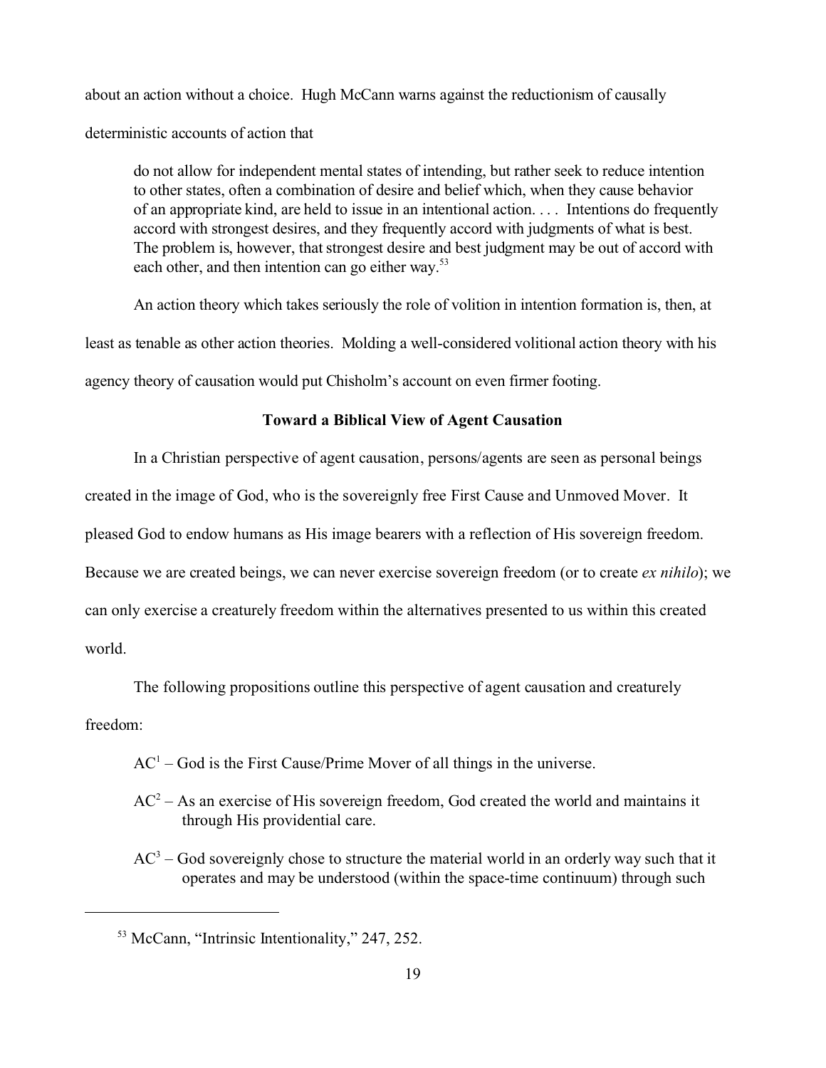about an action without a choice. Hugh McCann warns against the reductionism of causally deterministic accounts of action that

> do not allow for independent mental states of intending, but rather seek to reduce intention to other states, often a combination of desire and belief which, when they cause behavior of an appropriate kind, are held to issue in an intentional action. . . . Intentions do frequently accord with strongest desires, and they frequently accord with judgments of what is best. The problem is, however, that strongest desire and best judgment may be out of accord with each other, and then intention can go either way.[53]

An action theory which takes seriously the role of volition in intention formation is, then, at least as tenable as other action theories. Molding a well-considered volitional action theory with his agency theory of causation would put Chisholm's account on even firmer footing.

### Toward a Biblical View of Agent Causation

In a Christian perspective of agent causation, persons/agents are seen as personal beings created in the image of God, who is the sovereignly free First Cause and Unmoved Mover. It pleased God to endow humans as His image bearers with a reflection of His sovereign freedom. Because we are created beings, we can never exercise sovereign freedom (or to create *ex nihilo*); we can only exercise a creaturely freedom within the alternatives presented to us within this created world.

The following propositions outline this perspective of agent causation and creaturely freedom:

$AC^1$ – God is the First Cause/Prime Mover of all things in the universe.

$AC^2$ – As an exercise of His sovereign freedom, God created the world and maintains it through His providential care.

$AC^3$ – God sovereignly chose to structure the material world in an orderly way such that it operates and may be understood (within the space-time continuum) through such

---

[53] McCann, "Intrinsic Intentionality," 247, 252.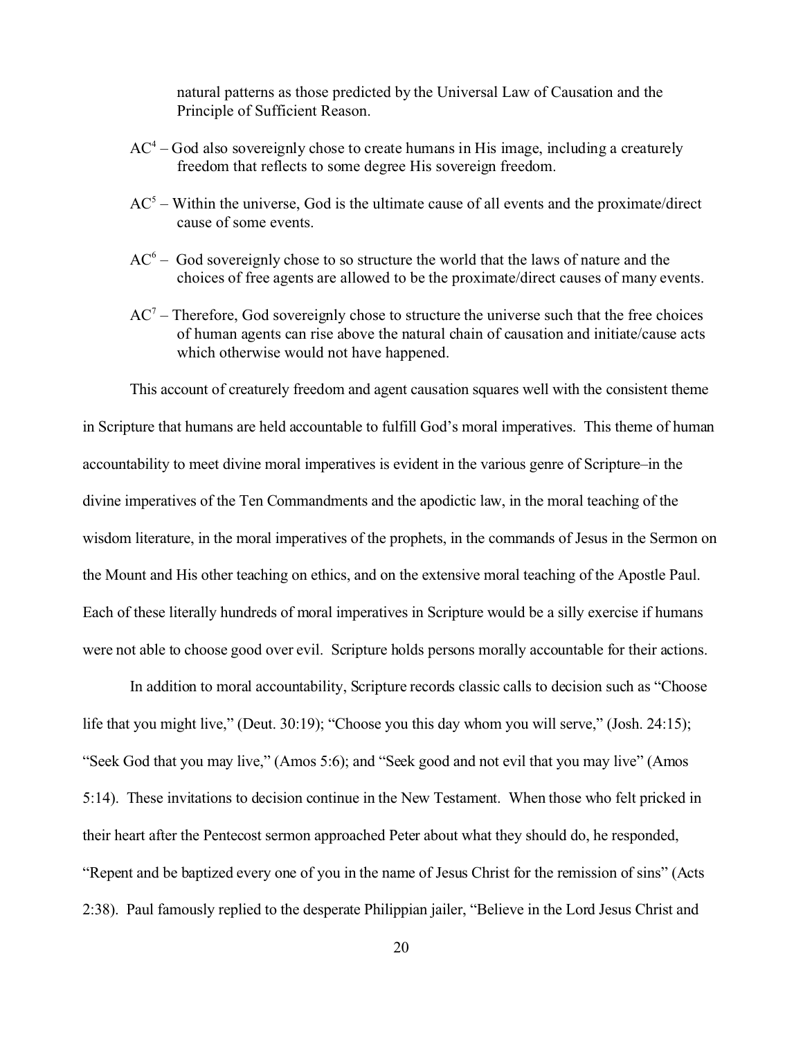natural patterns as those predicted by the Universal Law of Causation and the Principle of Sufficient Reason.

$AC^4$ – God also sovereignly chose to create humans in His image, including a creaturely freedom that reflects to some degree His sovereign freedom.

$AC^5$ – Within the universe, God is the ultimate cause of all events and the proximate/direct cause of some events.

$AC^6$ – God sovereignly chose to so structure the world that the laws of nature and the choices of free agents are allowed to be the proximate/direct causes of many events.

$AC^7$ – Therefore, God sovereignly chose to structure the universe such that the free choices of human agents can rise above the natural chain of causation and initiate/cause acts which otherwise would not have happened.

This account of creaturely freedom and agent causation squares well with the consistent theme in Scripture that humans are held accountable to fulfill God's moral imperatives. This theme of human accountability to meet divine moral imperatives is evident in the various genre of Scripture–in the divine imperatives of the Ten Commandments and the apodictic law, in the moral teaching of the wisdom literature, in the moral imperatives of the prophets, in the commands of Jesus in the Sermon on the Mount and His other teaching on ethics, and on the extensive moral teaching of the Apostle Paul. Each of these literally hundreds of moral imperatives in Scripture would be a silly exercise if humans were not able to choose good over evil. Scripture holds persons morally accountable for their actions.

In addition to moral accountability, Scripture records classic calls to decision such as "Choose life that you might live," (Deut. 30:19); "Choose you this day whom you will serve," (Josh. 24:15); "Seek God that you may live," (Amos 5:6); and "Seek good and not evil that you may live" (Amos 5:14). These invitations to decision continue in the New Testament. When those who felt pricked in their heart after the Pentecost sermon approached Peter about what they should do, he responded, "Repent and be baptized every one of you in the name of Jesus Christ for the remission of sins" (Acts 2:38). Paul famously replied to the desperate Philippian jailer, "Believe in the Lord Jesus Christ and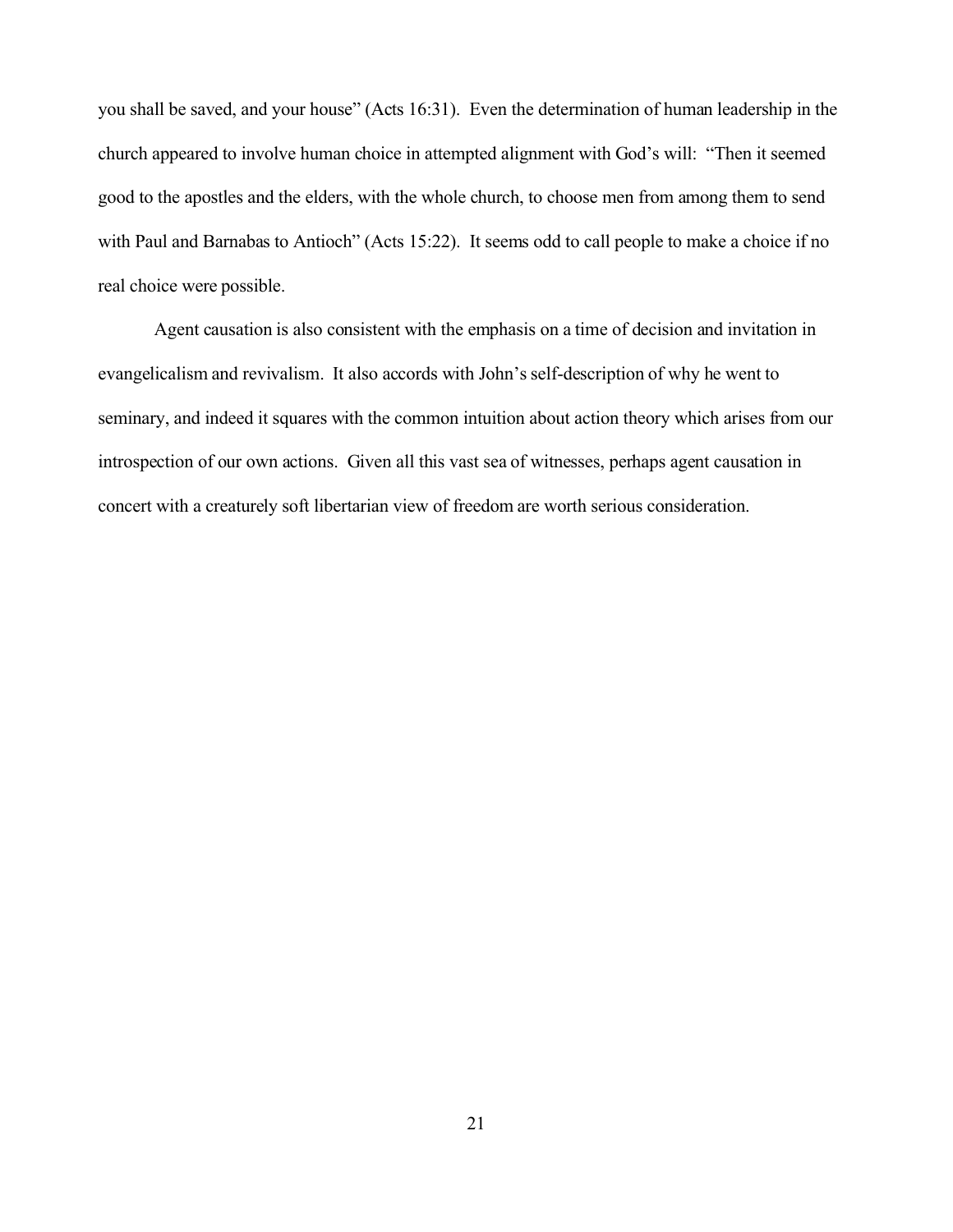you shall be saved, and your house" (Acts 16:31). Even the determination of human leadership in the church appeared to involve human choice in attempted alignment with God's will: "Then it seemed good to the apostles and the elders, with the whole church, to choose men from among them to send with Paul and Barnabas to Antioch" (Acts 15:22). It seems odd to call people to make a choice if no real choice were possible.

Agent causation is also consistent with the emphasis on a time of decision and invitation in evangelicalism and revivalism. It also accords with John's self-description of why he went to seminary, and indeed it squares with the common intuition about action theory which arises from our introspection of our own actions. Given all this vast sea of witnesses, perhaps agent causation in concert with a creaturely soft libertarian view of freedom are worth serious consideration.